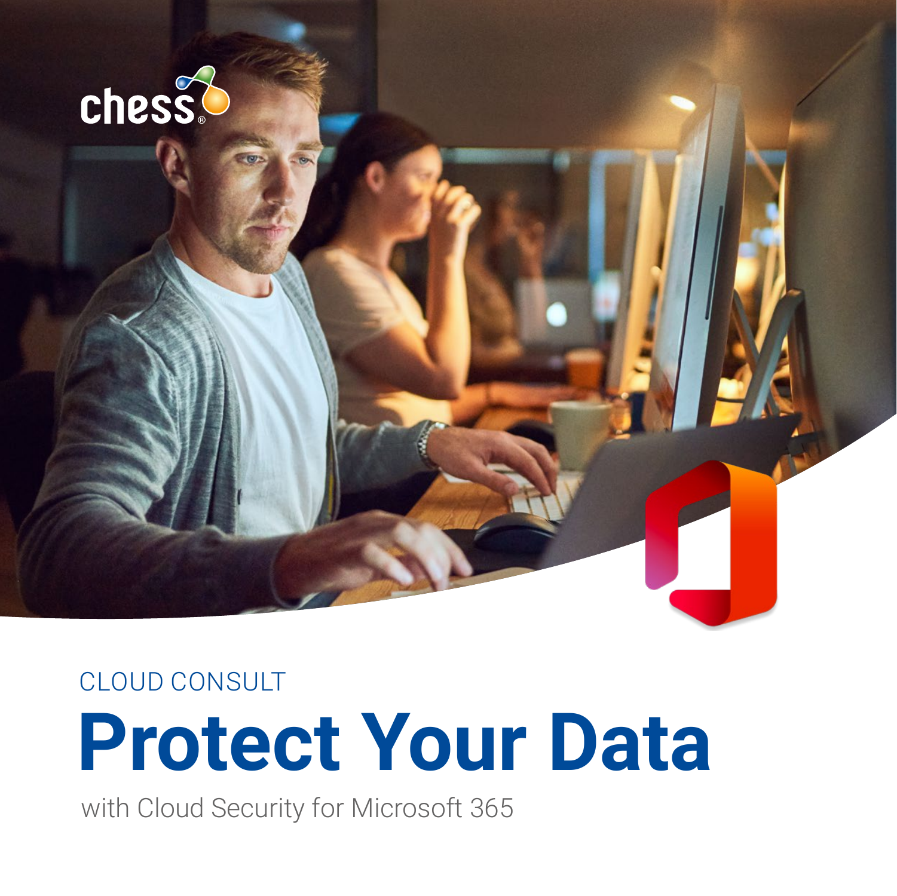chess

CLOUD CONSULT

# Protect Your Data

with Cloud Security for Microsoft 365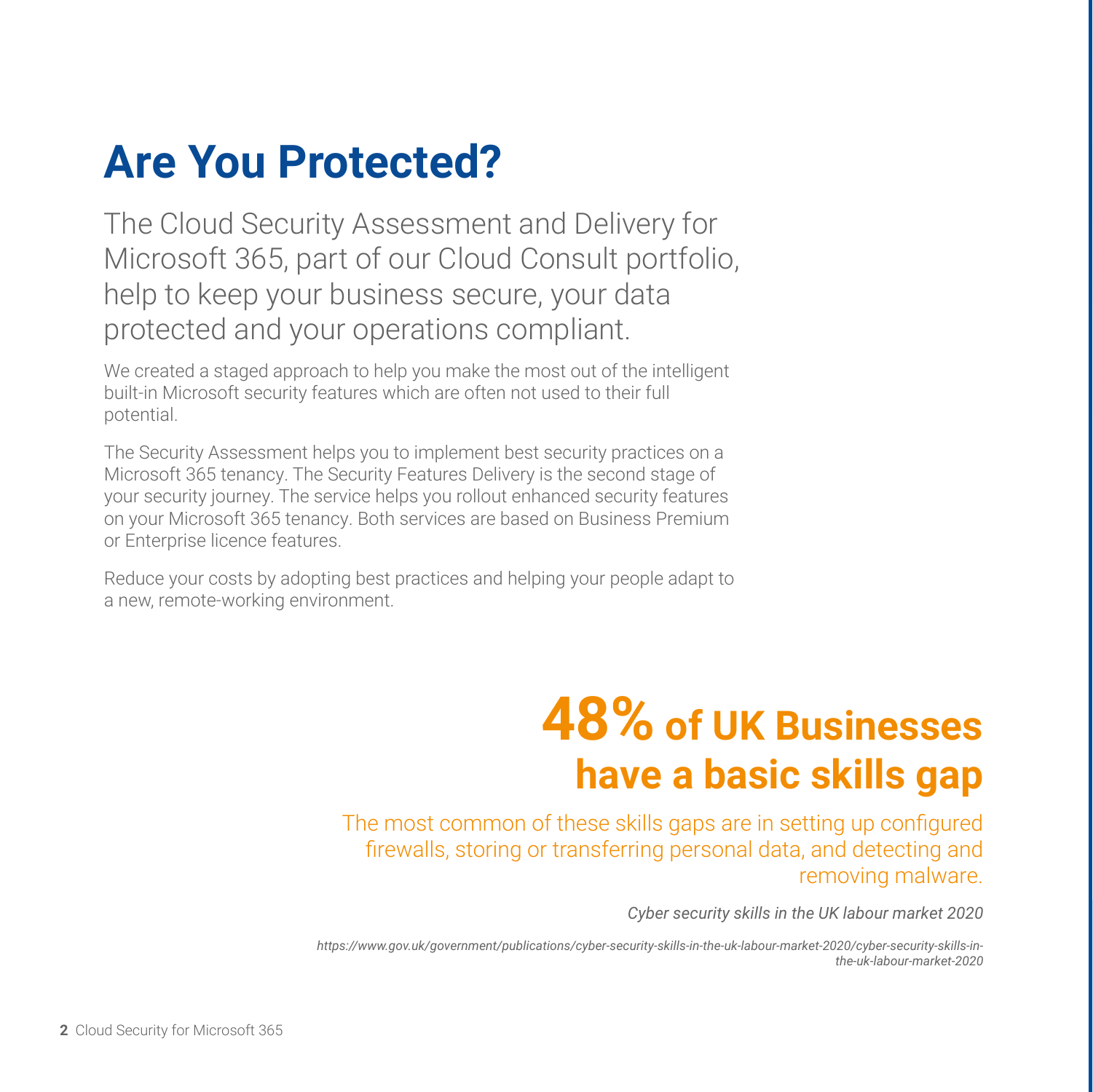# Are You Protected?

The Cloud Security Assessment and Delivery for Microsoft 365, part of our Cloud Consult portfolio, help to keep your business secure, your data protected and your operations compliant.

We created a staged approach to help you make the most out of the intelligent built-in Microsoft security features which are often not used to their full potential.

The Security Assessment helps you to implement best security practices on a Microsoft 365 tenancy. The Security Features Delivery is the second stage of your security journey. The service helps you rollout enhanced security features on your Microsoft 365 tenancy. Both services are based on Business Premium or Enterprise licence features.

Reduce your costs by adopting best practices and helping your people adapt to a new, remote-working environment.

## 48% of UK Businesses have a basic skills gap

The most common of these skills gaps are in setting up configured firewalls, storing or transferring personal data, and detecting and removing malware.

*Cyber security skills in the UK labour market 2020*

*https://www.gov.uk/government/publications/cyber-security-skills-in-the-uk-labour-market-2020/cyber-security-skills-in-the-uk-labour-market-2020*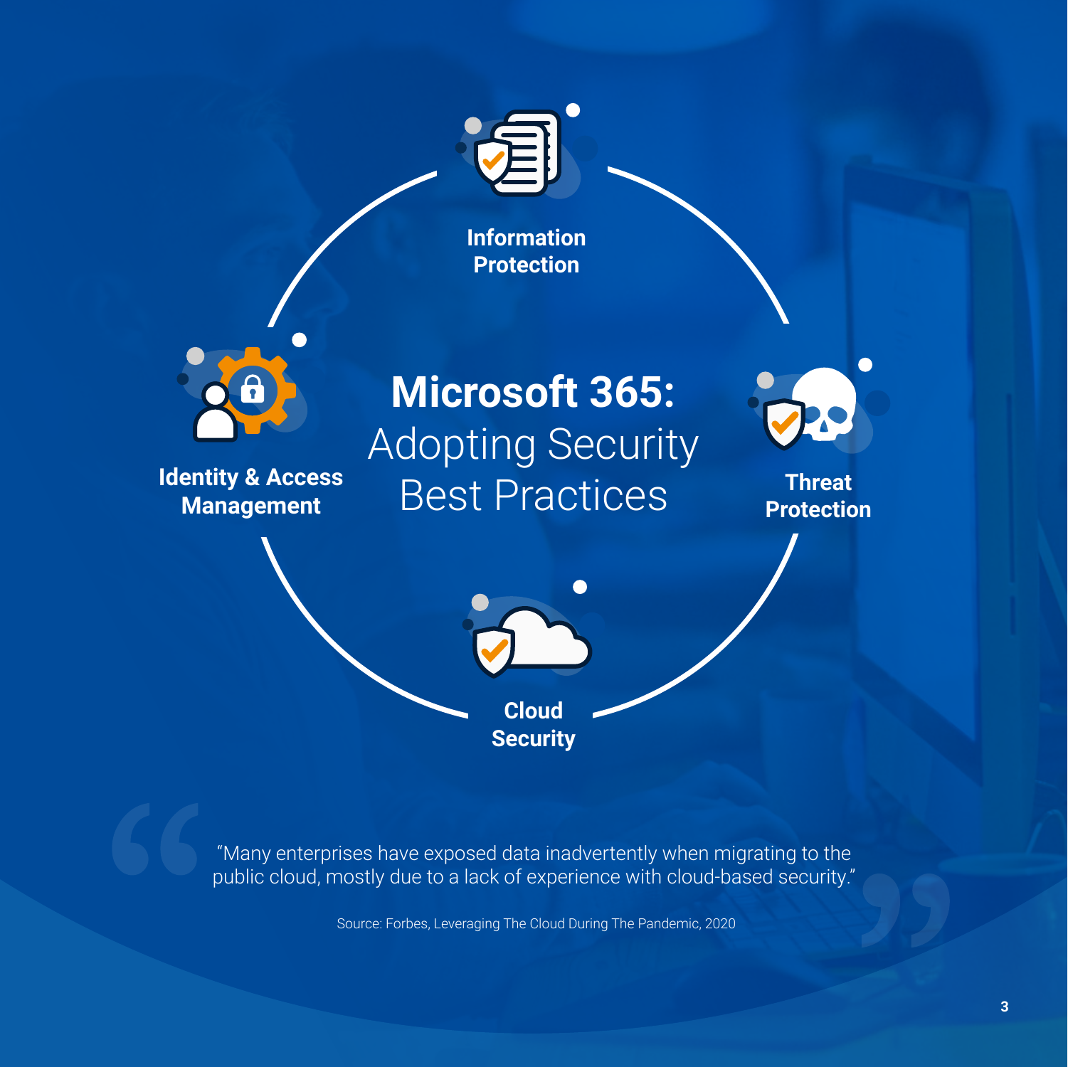# Microsoft 365: Adopting Security Best Practices

**Information Protection**

**Threat Protection**

**Cloud Security**

**Identity & Access Management**

"Many enterprises have exposed data inadvertently when migrating to the public cloud, mostly due to a lack of experience with cloud-based security."

Source: Forbes, Leveraging The Cloud During The Pandemic, 2020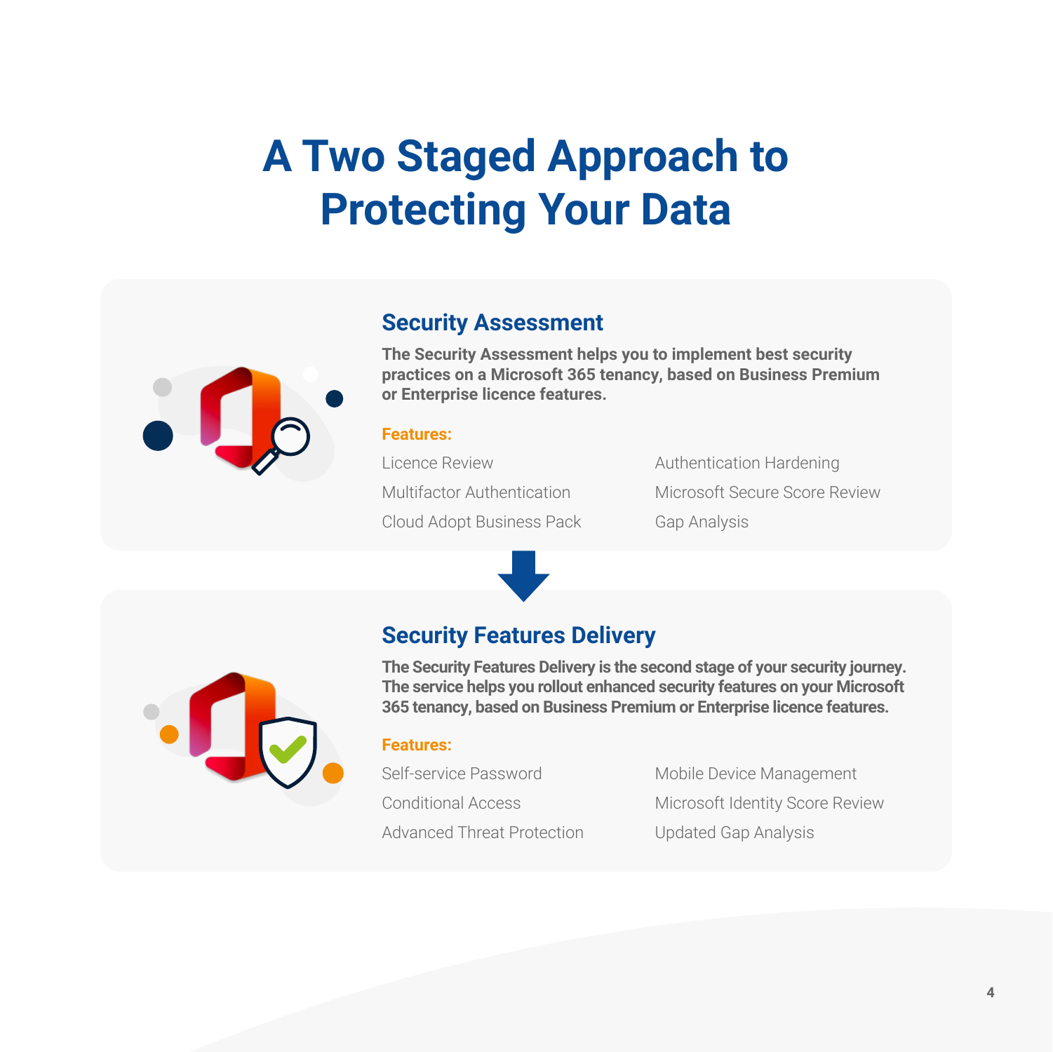# A Two Staged Approach to Protecting Your Data

## Security Assessment

**The Security Assessment helps you to implement best security practices on a Microsoft 365 tenancy, based on Business Premium or Enterprise licence features.**

**Features:**

- Licence Review
- Multifactor Authentication
- Cloud Adopt Business Pack
- Authentication Hardening
- Microsoft Secure Score Review
- Gap Analysis

## Security Features Delivery

**The Security Features Delivery is the second stage of your security journey. The service helps you rollout enhanced security features on your Microsoft 365 tenancy, based on Business Premium or Enterprise licence features.**

**Features:**

- Self-service Password
- Conditional Access
- Advanced Threat Protection
- Mobile Device Management
- Microsoft Identity Score Review
- Updated Gap Analysis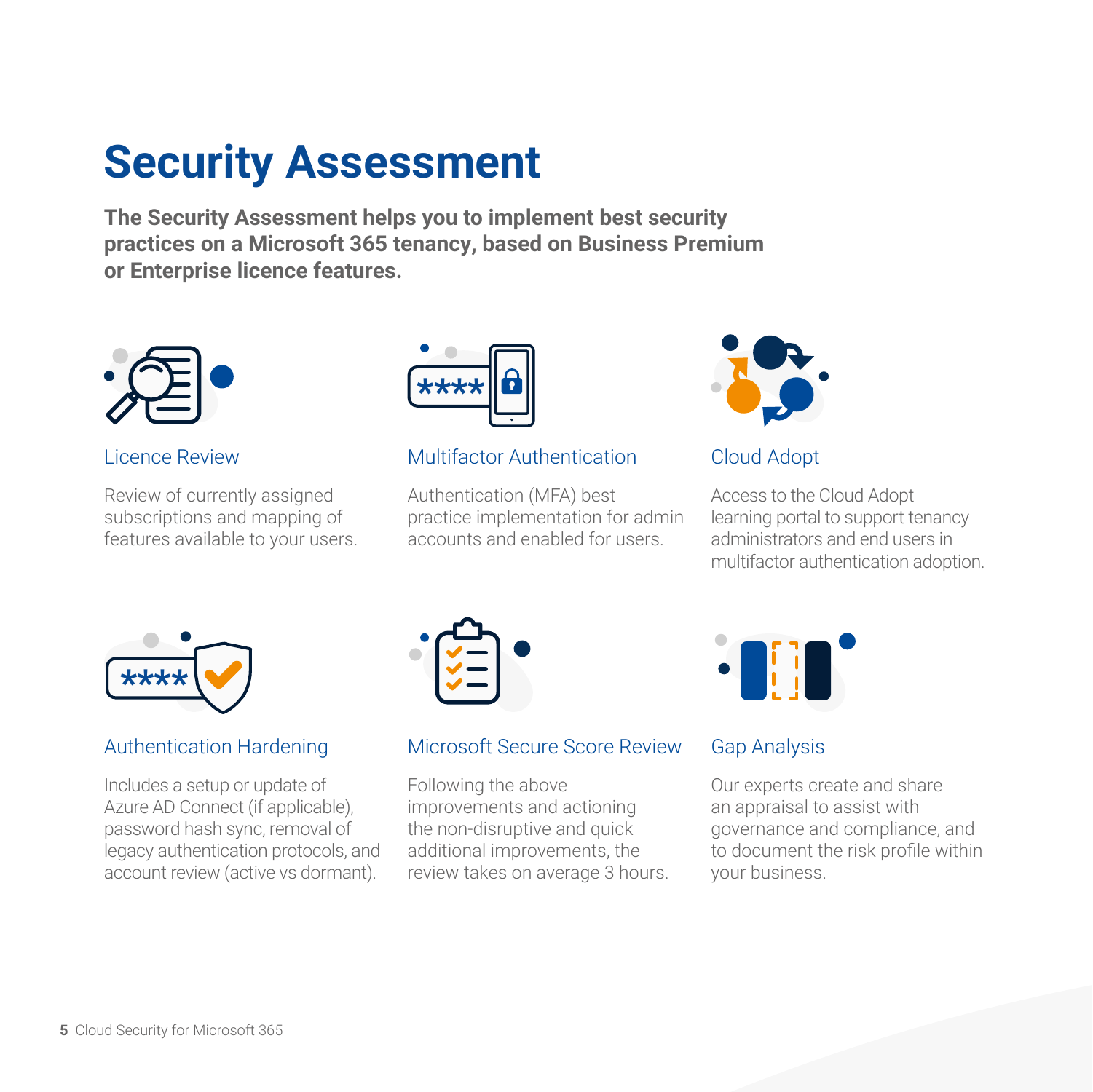# Security Assessment

**The Security Assessment helps you to implement best security practices on a Microsoft 365 tenancy, based on Business Premium or Enterprise licence features.**

### Licence Review

Review of currently assigned subscriptions and mapping of features available to your users.

### Multifactor Authentication

Authentication (MFA) best practice implementation for admin accounts and enabled for users.

### Cloud Adopt

Access to the Cloud Adopt learning portal to support tenancy administrators and end users in multifactor authentication adoption.

### Authentication Hardening

Includes a setup or update of Azure AD Connect (if applicable), password hash sync, removal of legacy authentication protocols, and account review (active vs dormant).

### Microsoft Secure Score Review

Following the above improvements and actioning the non-disruptive and quick additional improvements, the review takes on average 3 hours.

### Gap Analysis

Our experts create and share an appraisal to assist with governance and compliance, and to document the risk profile within your business.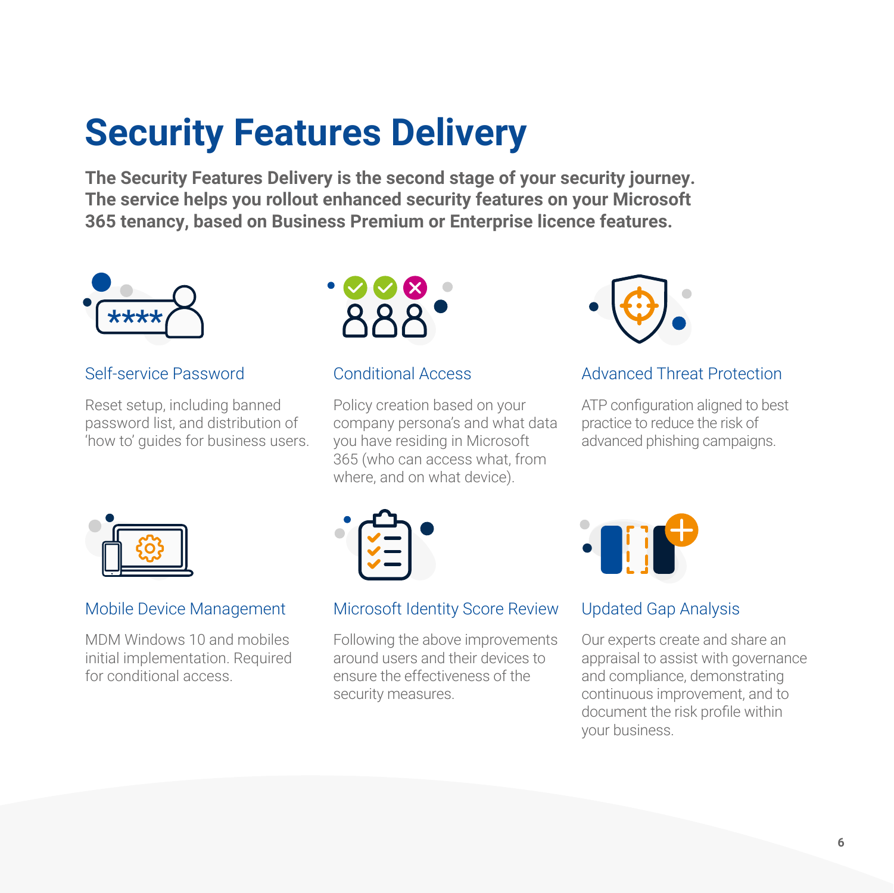# Security Features Delivery

**The Security Features Delivery is the second stage of your security journey. The service helps you rollout enhanced security features on your Microsoft 365 tenancy, based on Business Premium or Enterprise licence features.**

### Self-service Password

Reset setup, including banned password list, and distribution of 'how to' guides for business users.

### Conditional Access

Policy creation based on your company persona's and what data you have residing in Microsoft 365 (who can access what, from where, and on what device).

### Advanced Threat Protection

ATP configuration aligned to best practice to reduce the risk of advanced phishing campaigns.

### Mobile Device Management

MDM Windows 10 and mobiles initial implementation. Required for conditional access.

### Microsoft Identity Score Review

Following the above improvements around users and their devices to ensure the effectiveness of the security measures.

### Updated Gap Analysis

Our experts create and share an appraisal to assist with governance and compliance, demonstrating continuous improvement, and to document the risk profile within your business.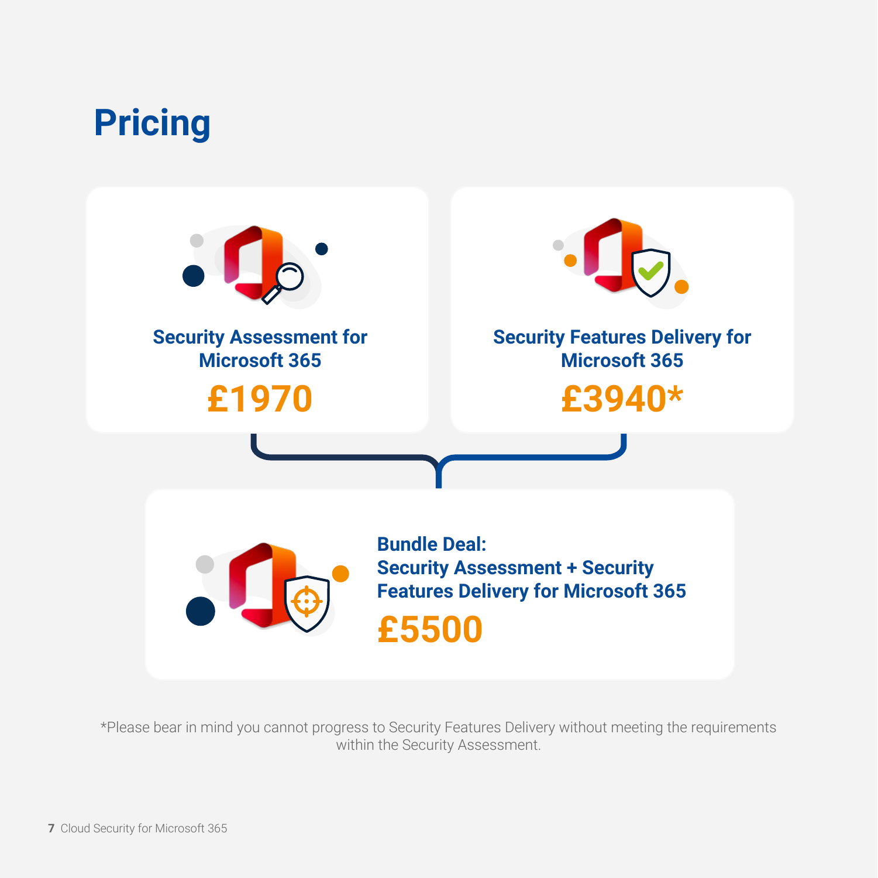# Pricing

### Security Assessment for Microsoft 365

**£1970**

### Security Features Delivery for Microsoft 365

**£3940***

### Bundle Deal: Security Assessment + Security Features Delivery for Microsoft 365

**£5500**

*Please bear in mind you cannot progress to Security Features Delivery without meeting the requirements within the Security Assessment.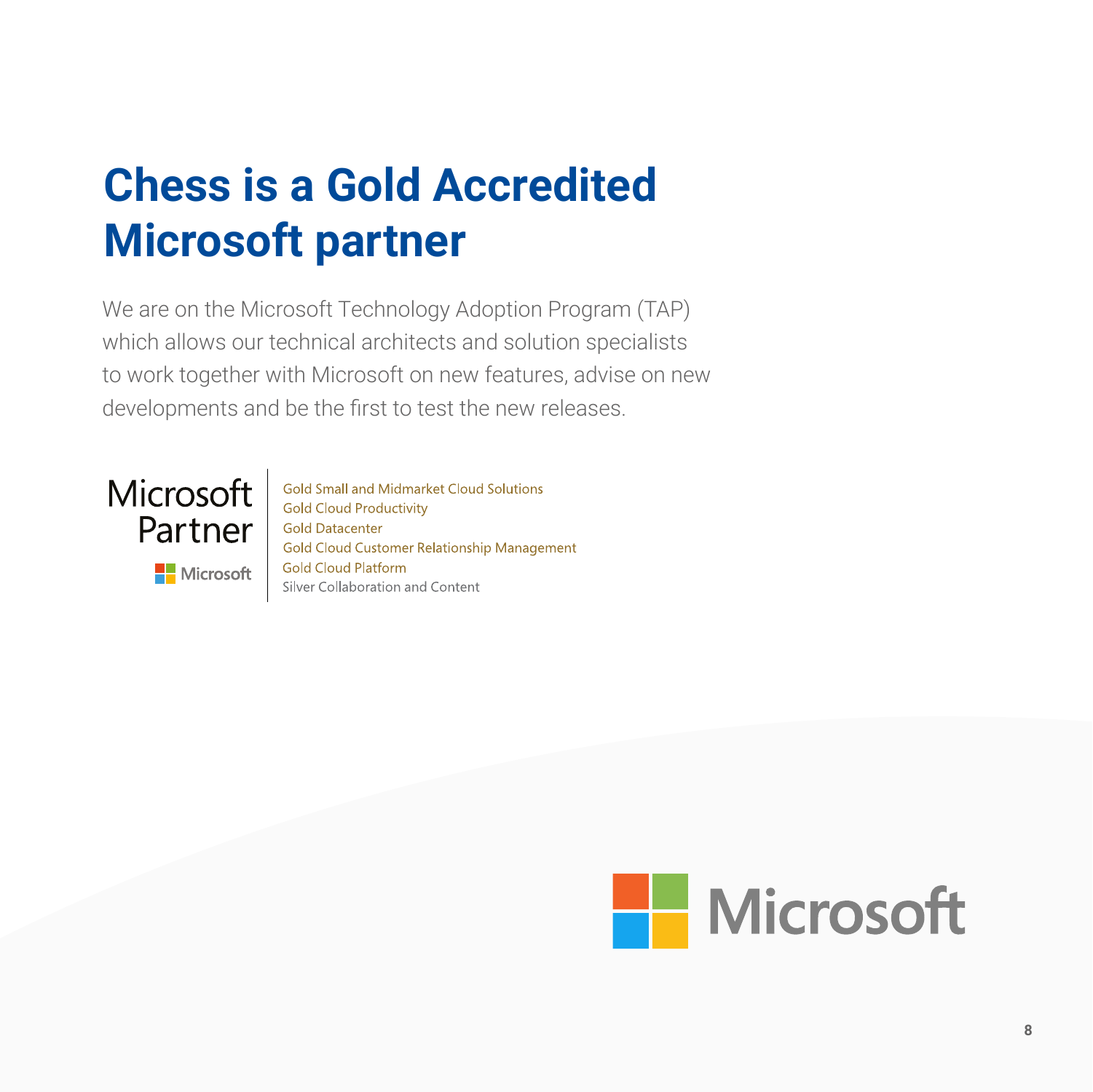# Chess is a Gold Accredited Microsoft partner

We are on the Microsoft Technology Adoption Program (TAP) which allows our technical architects and solution specialists to work together with Microsoft on new features, advise on new developments and be the first to test the new releases.

Microsoft Partner

Microsoft

Gold Small and Midmarket Cloud Solutions
Gold Cloud Productivity
Gold Datacenter
Gold Cloud Customer Relationship Management
Gold Cloud Platform
Silver Collaboration and Content

Microsoft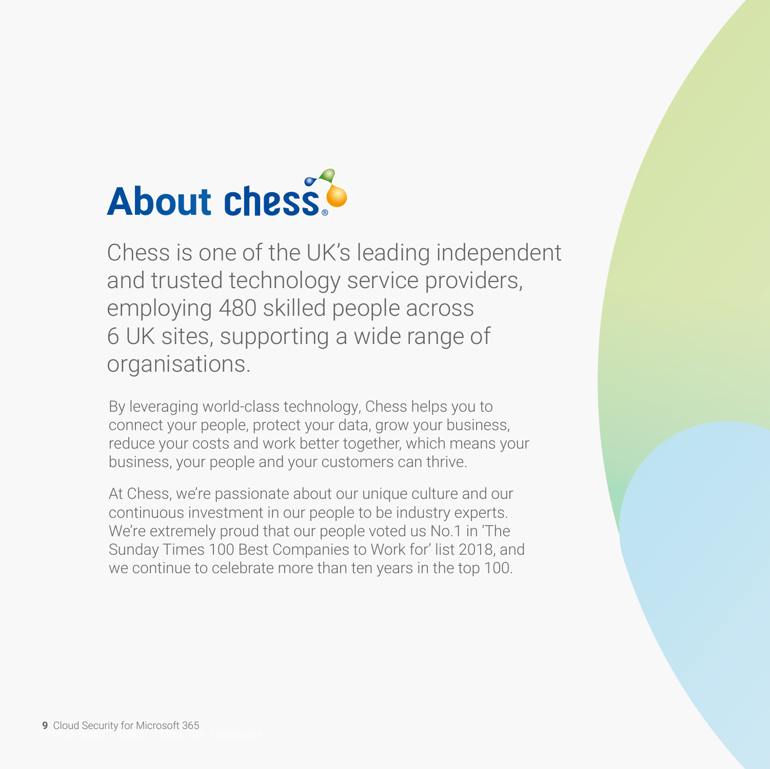# About chess

Chess is one of the UK's leading independent and trusted technology service providers, employing 480 skilled people across 6 UK sites, supporting a wide range of organisations.

By leveraging world-class technology, Chess helps you to connect your people, protect your data, grow your business, reduce your costs and work better together, which means your business, your people and your customers can thrive.

At Chess, we're passionate about our unique culture and our continuous investment in our people to be industry experts. We're extremely proud that our people voted us No.1 in 'The Sunday Times 100 Best Companies to Work for' list 2018, and we continue to celebrate more than ten years in the top 100.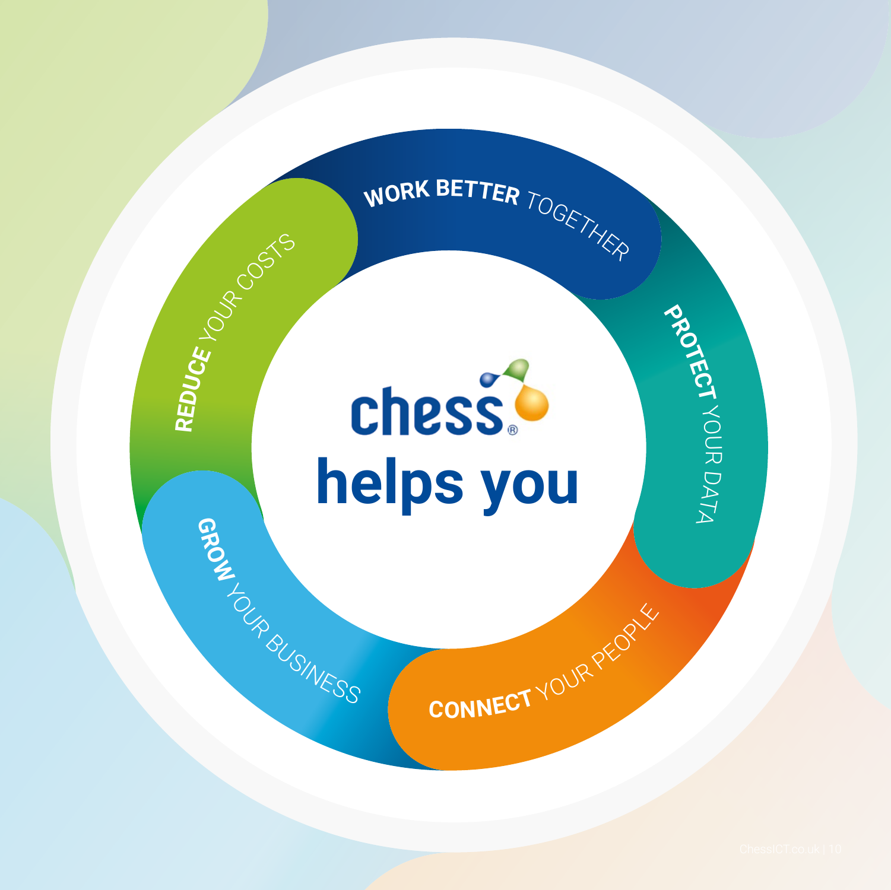# chess helps you

**WORK BETTER** TOGETHER

**PROTECT** YOUR DATA

**CONNECT** YOUR PEOPLE

**GROW** YOUR BUSINESS

**REDUCE** YOUR COSTS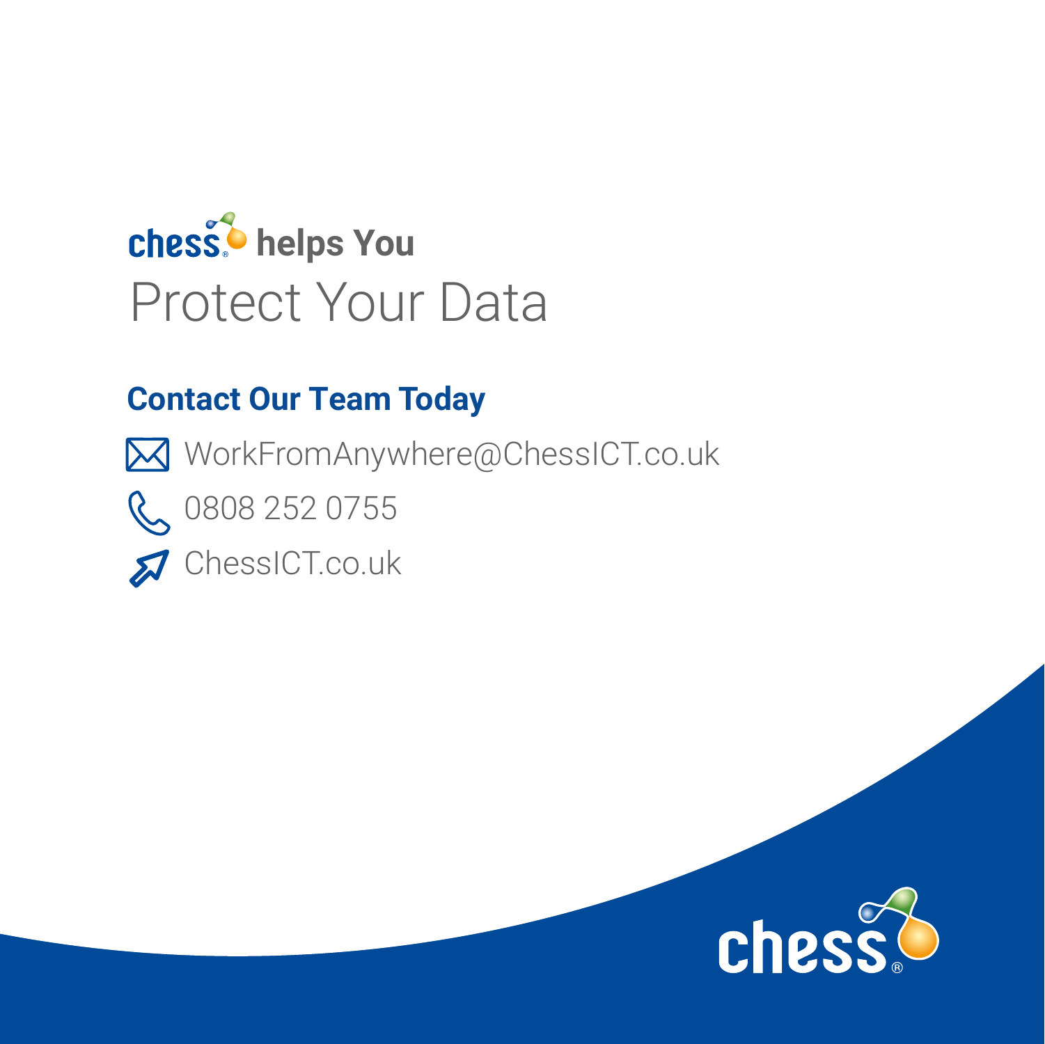# chess helps You
# Protect Your Data

## Contact Our Team Today

WorkFromAnywhere@ChessICT.co.uk

0808 252 0755

ChessICT.co.uk